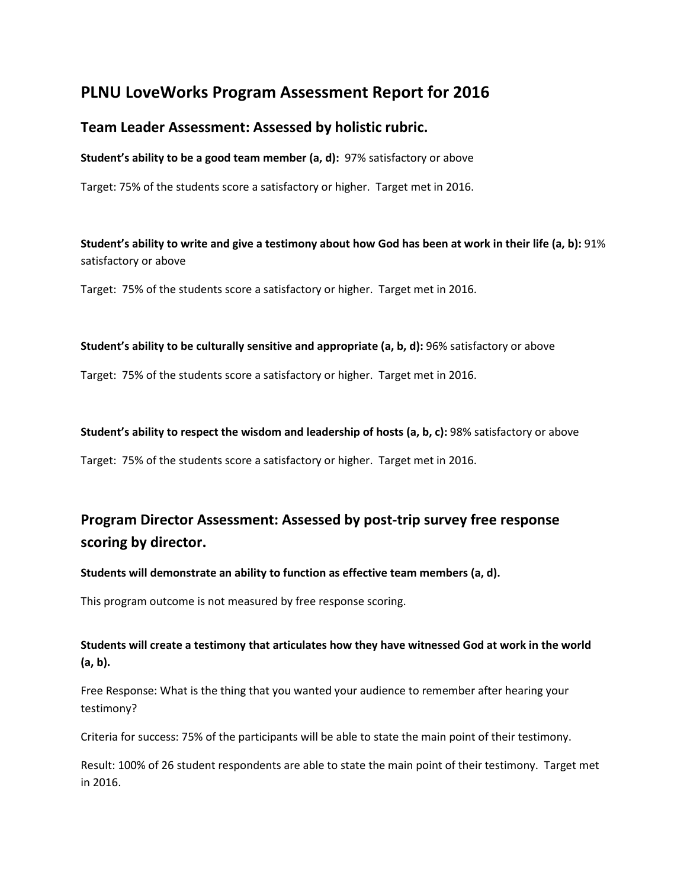# PLNU LoveWorks Program Assessment Report for 2016

## Team Leader Assessment: Assessed by holistic rubric.

**Student's ability to be a good team member (a, d):** 97% satisfactory or above

Target: 75% of the students score a satisfactory or higher. Target met in 2016.

**Student's ability to write and give a testimony about how God has been at work in their life (a, b):** 91% satisfactory or above

Target: 75% of the students score a satisfactory or higher. Target met in 2016.

**Student's ability to be culturally sensitive and appropriate (a, b, d):** 96% satisfactory or above

Target: 75% of the students score a satisfactory or higher. Target met in 2016.

**Student's ability to respect the wisdom and leadership of hosts (a, b, c):** 98% satisfactory or above

Target: 75% of the students score a satisfactory or higher. Target met in 2016.

## Program Director Assessment: Assessed by post-trip survey free response scoring by director.

**Students will demonstrate an ability to function as effective team members (a, d).**

This program outcome is not measured by free response scoring.

**Students will create a testimony that articulates how they have witnessed God at work in the world (a, b).**

Free Response: What is the thing that you wanted your audience to remember after hearing your testimony?

Criteria for success: 75% of the participants will be able to state the main point of their testimony.

Result: 100% of 26 student respondents are able to state the main point of their testimony. Target met in 2016.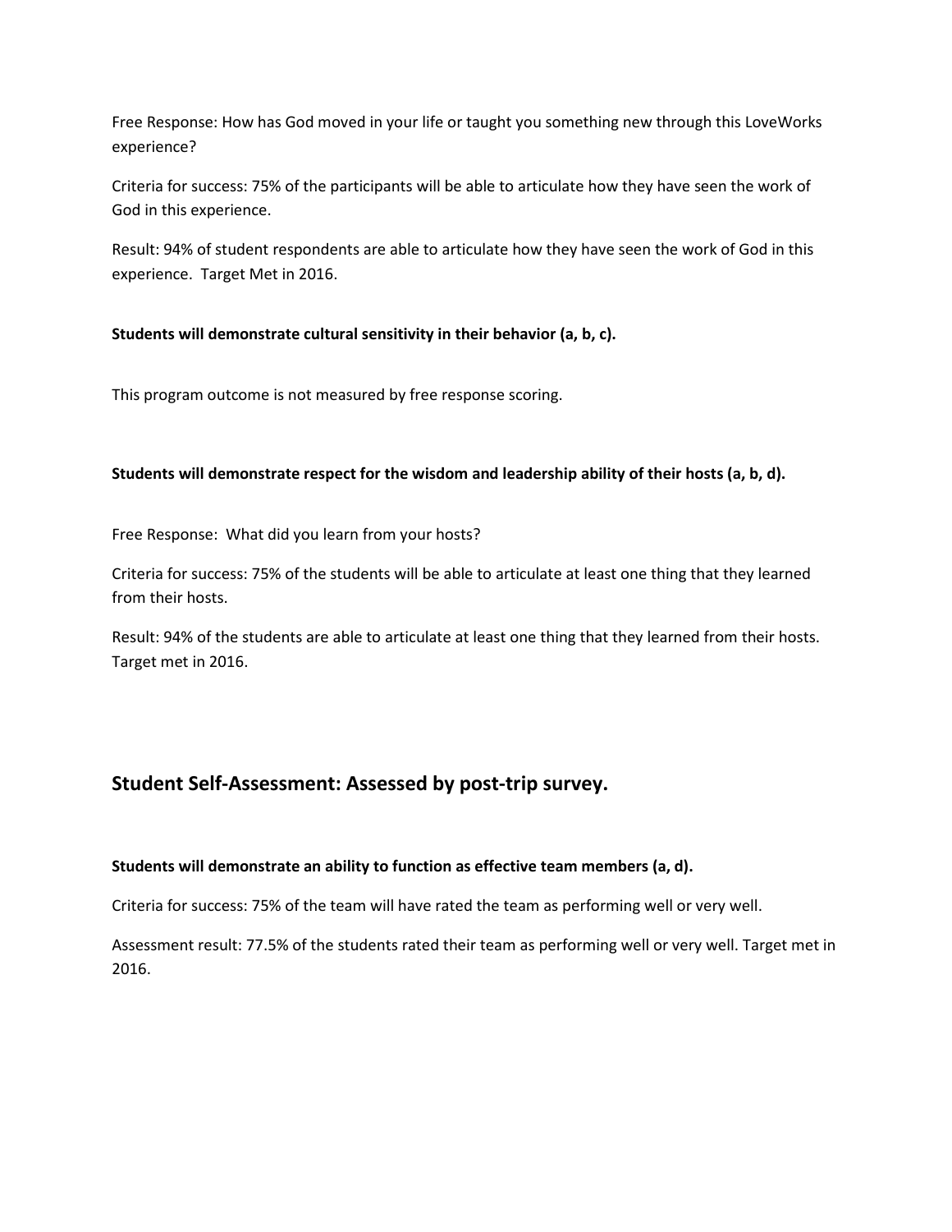Free Response: How has God moved in your life or taught you something new through this LoveWorks experience?

Criteria for success: 75% of the participants will be able to articulate how they have seen the work of God in this experience.

Result: 94% of student respondents are able to articulate how they have seen the work of God in this experience. Target Met in 2016.

**Students will demonstrate cultural sensitivity in their behavior (a, b, c).**

This program outcome is not measured by free response scoring.

**Students will demonstrate respect for the wisdom and leadership ability of their hosts (a, b, d).**

Free Response: What did you learn from your hosts?

Criteria for success: 75% of the students will be able to articulate at least one thing that they learned from their hosts.

Result: 94% of the students are able to articulate at least one thing that they learned from their hosts. Target met in 2016.

## Student Self-Assessment: Assessed by post-trip survey.

**Students will demonstrate an ability to function as effective team members (a, d).**

Criteria for success: 75% of the team will have rated the team as performing well or very well.

Assessment result: 77.5% of the students rated their team as performing well or very well. Target met in 2016.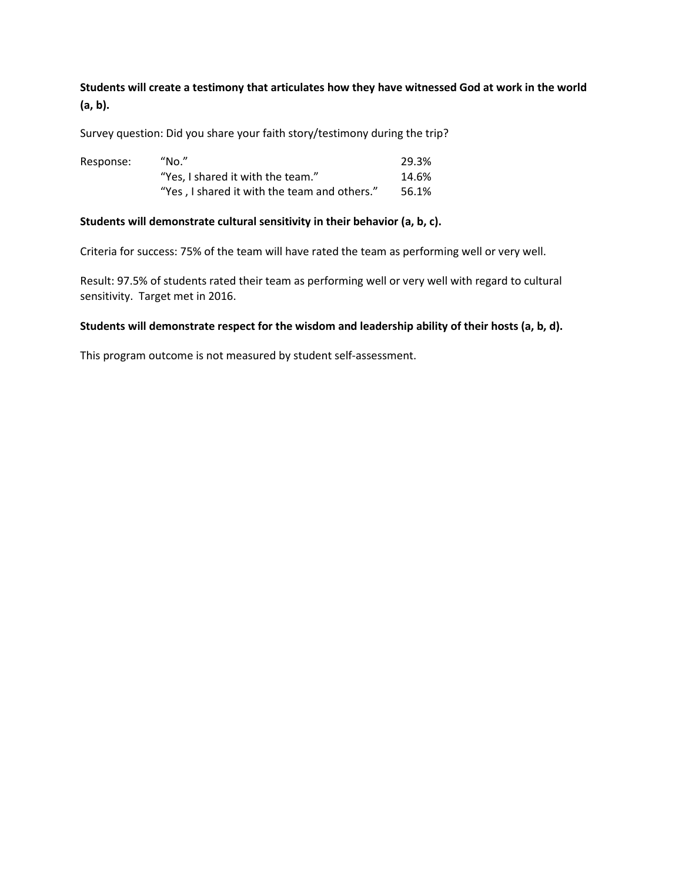**Students will create a testimony that articulates how they have witnessed God at work in the world (a, b).**

Survey question: Did you share your faith story/testimony during the trip?

| | | |
|---|---|---|
| Response: | "No." | 29.3% |
| | "Yes, I shared it with the team." | 14.6% |
| | "Yes , I shared it with the team and others." | 56.1% |

**Students will demonstrate cultural sensitivity in their behavior (a, b, c).**

Criteria for success: 75% of the team will have rated the team as performing well or very well.

Result: 97.5% of students rated their team as performing well or very well with regard to cultural sensitivity. Target met in 2016.

**Students will demonstrate respect for the wisdom and leadership ability of their hosts (a, b, d).**

This program outcome is not measured by student self-assessment.